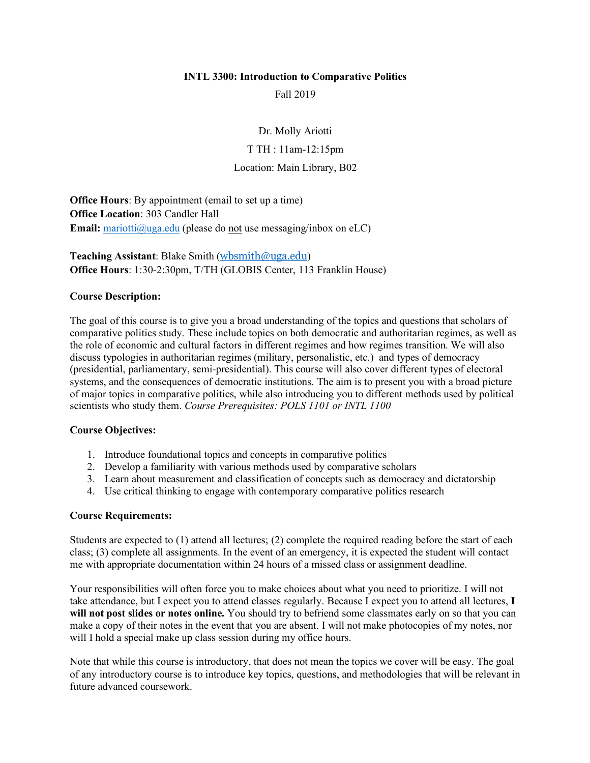# INTL 3300: Introduction to Comparative Politics

Fall 2019

Dr. Molly Ariotti

T TH : 11am-12:15pm

Location: Main Library, B02

**Office Hours**: By appointment (email to set up a time)
**Office Location**: 303 Candler Hall
**Email:** mariotti@uga.edu (please do not use messaging/inbox on eLC)

**Teaching Assistant**: Blake Smith (wbsmith@uga.edu)
**Office Hours**: 1:30-2:30pm, T/TH (GLOBIS Center, 113 Franklin House)

**Course Description:**

The goal of this course is to give you a broad understanding of the topics and questions that scholars of comparative politics study. These include topics on both democratic and authoritarian regimes, as well as the role of economic and cultural factors in different regimes and how regimes transition. We will also discuss typologies in authoritarian regimes (military, personalistic, etc.) and types of democracy (presidential, parliamentary, semi-presidential). This course will also cover different types of electoral systems, and the consequences of democratic institutions. The aim is to present you with a broad picture of major topics in comparative politics, while also introducing you to different methods used by political scientists who study them. *Course Prerequisites: POLS 1101 or INTL 1100*

**Course Objectives:**

1. Introduce foundational topics and concepts in comparative politics
2. Develop a familiarity with various methods used by comparative scholars
3. Learn about measurement and classification of concepts such as democracy and dictatorship
4. Use critical thinking to engage with contemporary comparative politics research

**Course Requirements:**

Students are expected to (1) attend all lectures; (2) complete the required reading before the start of each class; (3) complete all assignments. In the event of an emergency, it is expected the student will contact me with appropriate documentation within 24 hours of a missed class or assignment deadline.

Your responsibilities will often force you to make choices about what you need to prioritize. I will not take attendance, but I expect you to attend classes regularly. Because I expect you to attend all lectures, **I will not post slides or notes online.** You should try to befriend some classmates early on so that you can make a copy of their notes in the event that you are absent. I will not make photocopies of my notes, nor will I hold a special make up class session during my office hours.

Note that while this course is introductory, that does not mean the topics we cover will be easy. The goal of any introductory course is to introduce key topics, questions, and methodologies that will be relevant in future advanced coursework.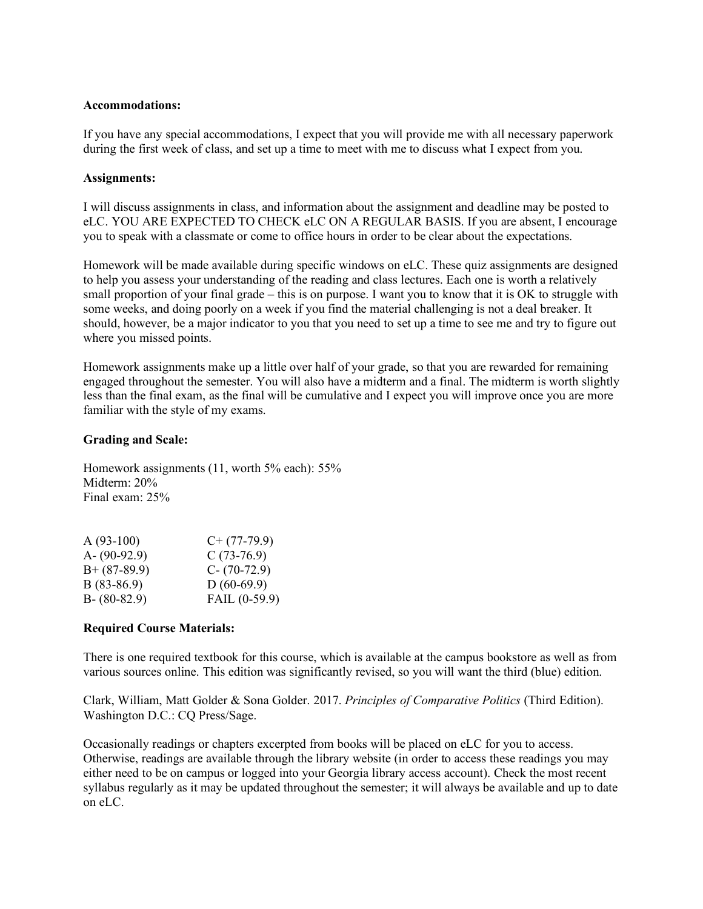**Accommodations:**

If you have any special accommodations, I expect that you will provide me with all necessary paperwork during the first week of class, and set up a time to meet with me to discuss what I expect from you.

**Assignments:**

I will discuss assignments in class, and information about the assignment and deadline may be posted to eLC. YOU ARE EXPECTED TO CHECK eLC ON A REGULAR BASIS. If you are absent, I encourage you to speak with a classmate or come to office hours in order to be clear about the expectations.

Homework will be made available during specific windows on eLC. These quiz assignments are designed to help you assess your understanding of the reading and class lectures. Each one is worth a relatively small proportion of your final grade – this is on purpose. I want you to know that it is OK to struggle with some weeks, and doing poorly on a week if you find the material challenging is not a deal breaker. It should, however, be a major indicator to you that you need to set up a time to see me and try to figure out where you missed points.

Homework assignments make up a little over half of your grade, so that you are rewarded for remaining engaged throughout the semester. You will also have a midterm and a final. The midterm is worth slightly less than the final exam, as the final will be cumulative and I expect you will improve once you are more familiar with the style of my exams.

**Grading and Scale:**

Homework assignments (11, worth 5% each): 55%
Midterm: 20%
Final exam: 25%

| | |
|---|---|
| A (93-100) | C+ (77-79.9) |
| A- (90-92.9) | C (73-76.9) |
| B+ (87-89.9) | C- (70-72.9) |
| B (83-86.9) | D (60-69.9) |
| B- (80-82.9) | FAIL (0-59.9) |

**Required Course Materials:**

There is one required textbook for this course, which is available at the campus bookstore as well as from various sources online. This edition was significantly revised, so you will want the third (blue) edition.

Clark, William, Matt Golder & Sona Golder. 2017. *Principles of Comparative Politics* (Third Edition). Washington D.C.: CQ Press/Sage.

Occasionally readings or chapters excerpted from books will be placed on eLC for you to access. Otherwise, readings are available through the library website (in order to access these readings you may either need to be on campus or logged into your Georgia library access account). Check the most recent syllabus regularly as it may be updated throughout the semester; it will always be available and up to date on eLC.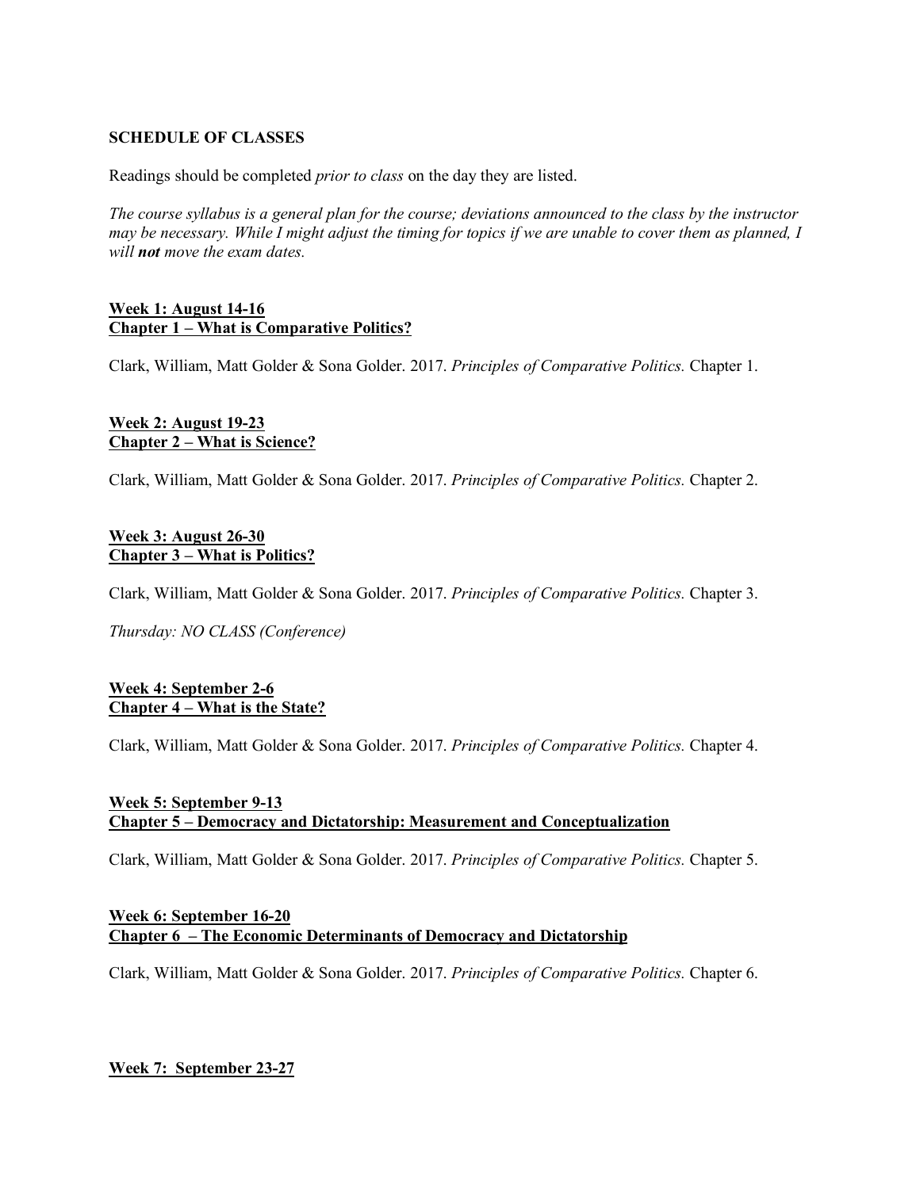**SCHEDULE OF CLASSES**

Readings should be completed *prior to class* on the day they are listed.

*The course syllabus is a general plan for the course; deviations announced to the class by the instructor may be necessary. While I might adjust the timing for topics if we are unable to cover them as planned, I will **not** move the exam dates.*

**Week 1: August 14-16**
**Chapter 1 – What is Comparative Politics?**

Clark, William, Matt Golder & Sona Golder. 2017. *Principles of Comparative Politics.* Chapter 1.

**Week 2: August 19-23**
**Chapter 2 – What is Science?**

Clark, William, Matt Golder & Sona Golder. 2017. *Principles of Comparative Politics.* Chapter 2.

**Week 3: August 26-30**
**Chapter 3 – What is Politics?**

Clark, William, Matt Golder & Sona Golder. 2017. *Principles of Comparative Politics.* Chapter 3.

*Thursday: NO CLASS (Conference)*

**Week 4: September 2-6**
**Chapter 4 – What is the State?**

Clark, William, Matt Golder & Sona Golder. 2017. *Principles of Comparative Politics.* Chapter 4.

**Week 5: September 9-13**
**Chapter 5 – Democracy and Dictatorship: Measurement and Conceptualization**

Clark, William, Matt Golder & Sona Golder. 2017. *Principles of Comparative Politics.* Chapter 5.

**Week 6: September 16-20**
**Chapter 6 – The Economic Determinants of Democracy and Dictatorship**

Clark, William, Matt Golder & Sona Golder. 2017. *Principles of Comparative Politics.* Chapter 6.

**Week 7: September 23-27**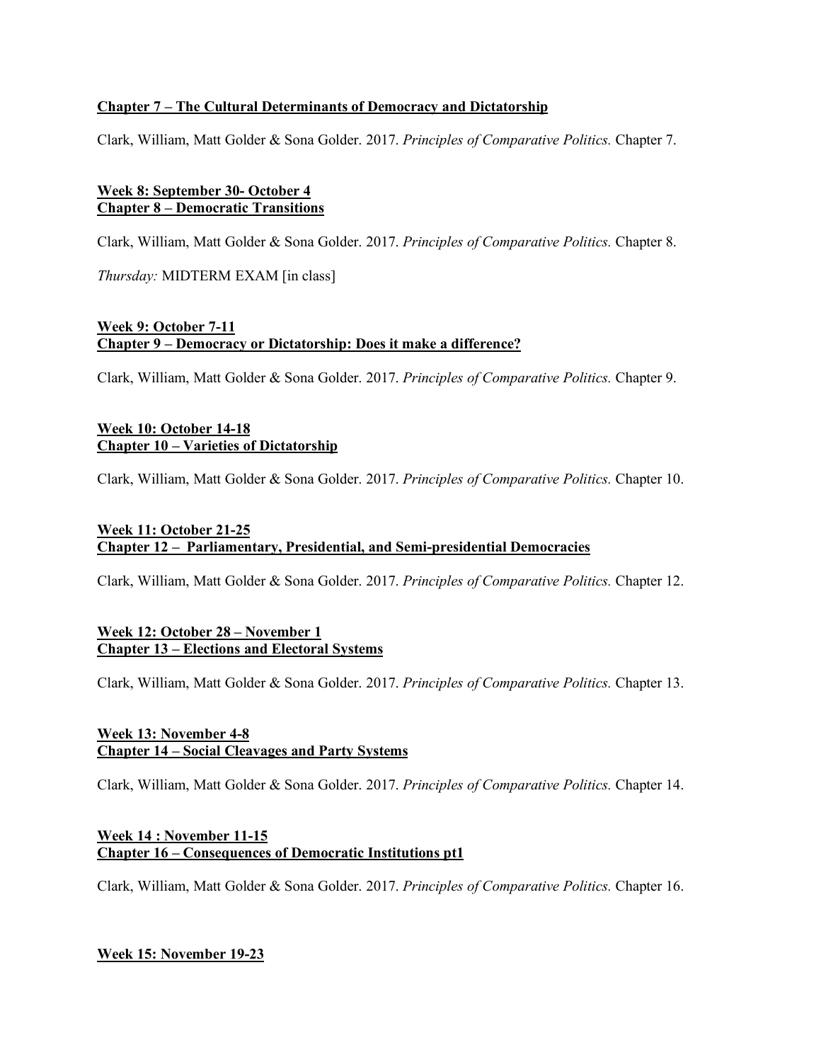**Chapter 7 – The Cultural Determinants of Democracy and Dictatorship**

Clark, William, Matt Golder & Sona Golder. 2017. *Principles of Comparative Politics.* Chapter 7.

**Week 8: September 30- October 4**
**Chapter 8 – Democratic Transitions**

Clark, William, Matt Golder & Sona Golder. 2017. *Principles of Comparative Politics.* Chapter 8.

*Thursday:* MIDTERM EXAM [in class]

**Week 9: October 7-11**
**Chapter 9 – Democracy or Dictatorship: Does it make a difference?**

Clark, William, Matt Golder & Sona Golder. 2017. *Principles of Comparative Politics.* Chapter 9.

**Week 10: October 14-18**
**Chapter 10 – Varieties of Dictatorship**

Clark, William, Matt Golder & Sona Golder. 2017. *Principles of Comparative Politics.* Chapter 10.

**Week 11: October 21-25**
**Chapter 12 – Parliamentary, Presidential, and Semi-presidential Democracies**

Clark, William, Matt Golder & Sona Golder. 2017. *Principles of Comparative Politics.* Chapter 12.

**Week 12: October 28 – November 1**
**Chapter 13 – Elections and Electoral Systems**

Clark, William, Matt Golder & Sona Golder. 2017. *Principles of Comparative Politics.* Chapter 13.

**Week 13: November 4-8**
**Chapter 14 – Social Cleavages and Party Systems**

Clark, William, Matt Golder & Sona Golder. 2017. *Principles of Comparative Politics.* Chapter 14.

**Week 14 : November 11-15**
**Chapter 16 – Consequences of Democratic Institutions pt1**

Clark, William, Matt Golder & Sona Golder. 2017. *Principles of Comparative Politics.* Chapter 16.

**Week 15: November 19-23**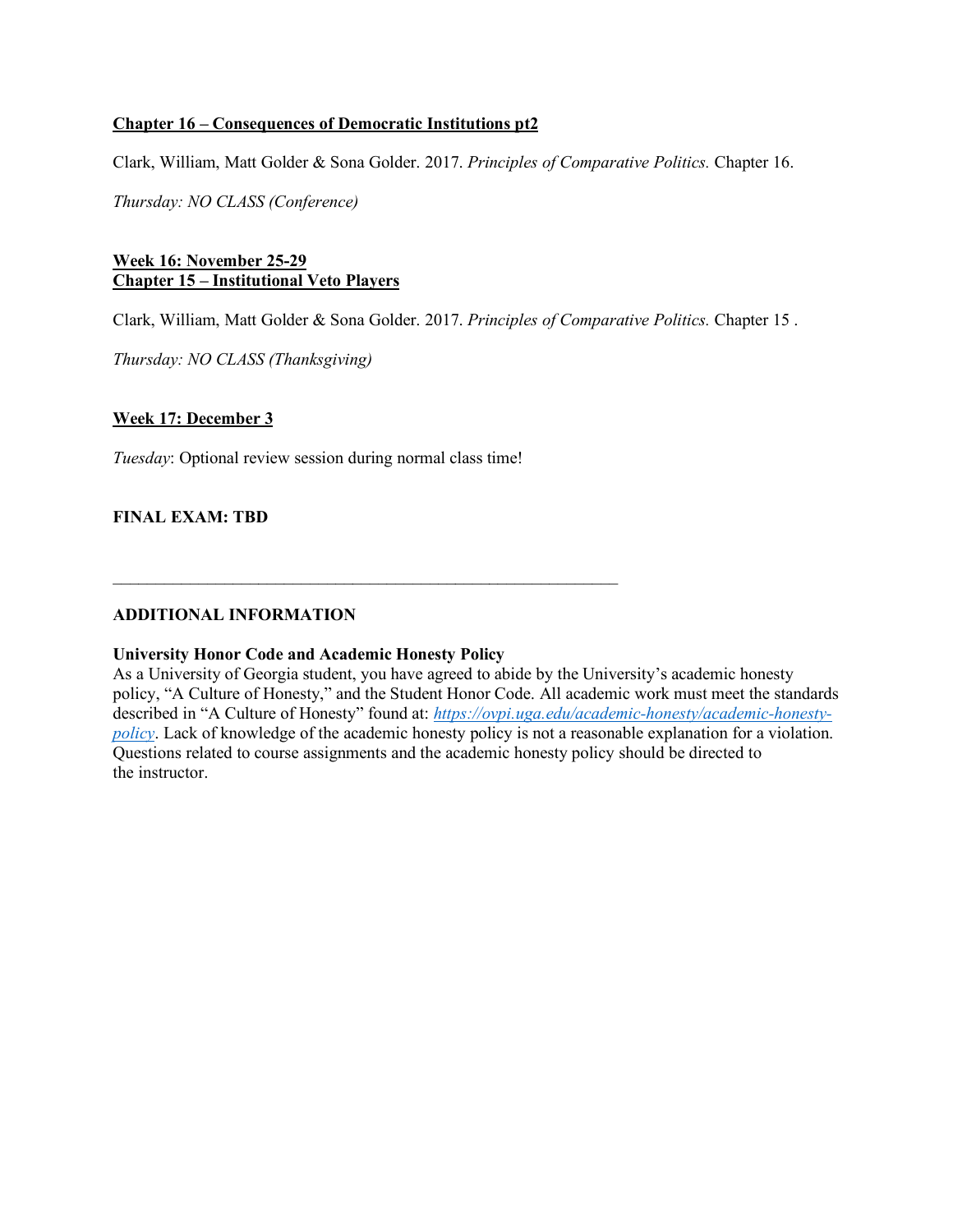**<u>Chapter 16 – Consequences of Democratic Institutions pt2</u>**

Clark, William, Matt Golder & Sona Golder. 2017. *Principles of Comparative Politics.* Chapter 16.

*Thursday: NO CLASS (Conference)*

**<u>Week 16: November 25-29</u>**
**<u>Chapter 15 – Institutional Veto Players</u>**

Clark, William, Matt Golder & Sona Golder. 2017. *Principles of Comparative Politics.* Chapter 15 .

*Thursday: NO CLASS (Thanksgiving)*

**<u>Week 17: December 3</u>**

*Tuesday*: Optional review session during normal class time!

**FINAL EXAM: TBD**

---

**ADDITIONAL INFORMATION**

**University Honor Code and Academic Honesty Policy**
As a University of Georgia student, you have agreed to abide by the University's academic honesty policy, "A Culture of Honesty," and the Student Honor Code. All academic work must meet the standards described in "A Culture of Honesty" found at: *https://ovpi.uga.edu/academic-honesty/academic-honesty-policy*. Lack of knowledge of the academic honesty policy is not a reasonable explanation for a violation. Questions related to course assignments and the academic honesty policy should be directed to the instructor.